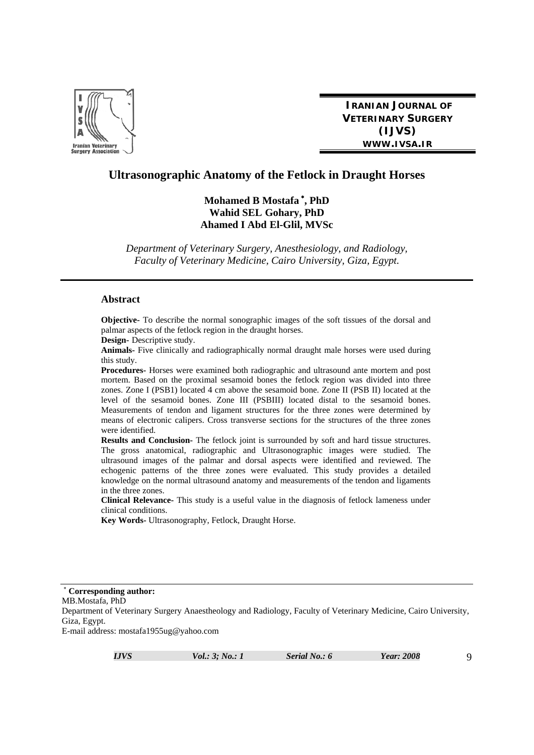# Ultrasonographic Anatomy of the Fetlock in Draught Horses

**Mohamed B Mostafa \*, PhD**
**Wahid SEL Gohary, PhD**
**Ahamed I Abd El-Glil, MVSc**

*Department of Veterinary Surgery, Anesthesiology, and Radiology, Faculty of Veterinary Medicine, Cairo University, Giza, Egypt.*

## Abstract

**Objective-** To describe the normal sonographic images of the soft tissues of the dorsal and palmar aspects of the fetlock region in the draught horses.

**Design-** Descriptive study.

**Animals-** Five clinically and radiographically normal draught male horses were used during this study.

**Procedures-** Horses were examined both radiographic and ultrasound ante mortem and post mortem. Based on the proximal sesamoid bones the fetlock region was divided into three zones. Zone I (PSB1) located 4 cm above the sesamoid bone. Zone II (PSB II) located at the level of the sesamoid bones. Zone III (PSBIII) located distal to the sesamoid bones. Measurements of tendon and ligament structures for the three zones were determined by means of electronic calipers. Cross transverse sections for the structures of the three zones were identified.

**Results and Conclusion-** The fetlock joint is surrounded by soft and hard tissue structures. The gross anatomical, radiographic and Ultrasonographic images were studied. The ultrasound images of the palmar and dorsal aspects were identified and reviewed. The echogenic patterns of the three zones were evaluated. This study provides a detailed knowledge on the normal ultrasound anatomy and measurements of the tendon and ligaments in the three zones.

**Clinical Relevance-** This study is a useful value in the diagnosis of fetlock lameness under clinical conditions.

**Key Words-** Ultrasonography, Fetlock, Draught Horse.

---

\* **Corresponding author:**
MB.Mostafa, PhD
Department of Veterinary Surgery Anaestheology and Radiology, Faculty of Veterinary Medicine, Cairo University, Giza, Egypt.
E-mail address: mostafa1955ug@yahoo.com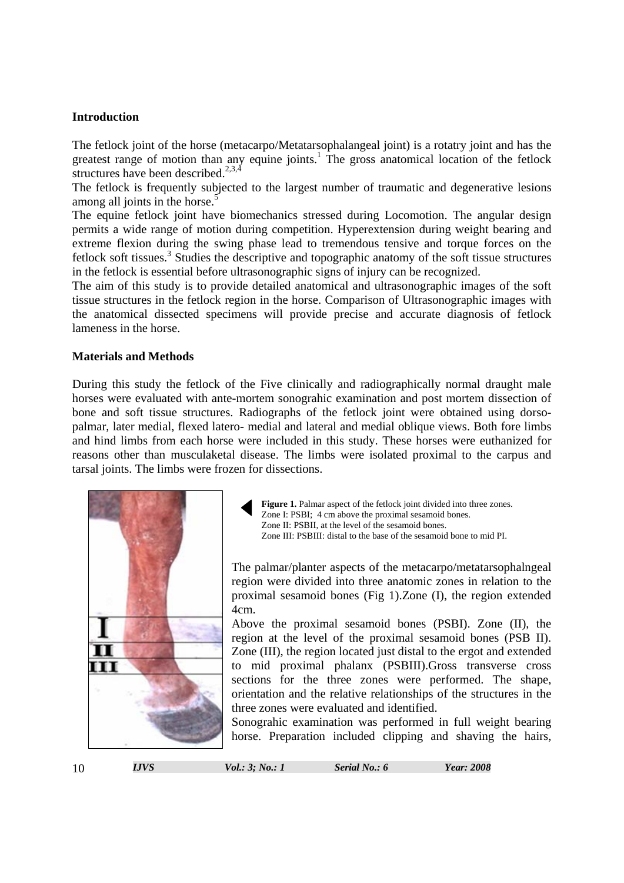## Introduction

The fetlock joint of the horse (metacarpo/Metatarsophalangeal joint) is a rotatry joint and has the greatest range of motion than any equine joints.[1] The gross anatomical location of the fetlock structures have been described.[2,3,4]

The fetlock is frequently subjected to the largest number of traumatic and degenerative lesions among all joints in the horse.[5]

The equine fetlock joint have biomechanics stressed during Locomotion. The angular design permits a wide range of motion during competition. Hyperextension during weight bearing and extreme flexion during the swing phase lead to tremendous tensive and torque forces on the fetlock soft tissues.[3] Studies the descriptive and topographic anatomy of the soft tissue structures in the fetlock is essential before ultrasonographic signs of injury can be recognized.

The aim of this study is to provide detailed anatomical and ultrasonographic images of the soft tissue structures in the fetlock region in the horse. Comparison of Ultrasonographic images with the anatomical dissected specimens will provide precise and accurate diagnosis of fetlock lameness in the horse.

## Materials and Methods

During this study the fetlock of the Five clinically and radiographically normal draught male horses were evaluated with ante-mortem sonograhic examination and post mortem dissection of bone and soft tissue structures. Radiographs of the fetlock joint were obtained using dorso-palmar, later medial, flexed latero- medial and lateral and medial oblique views. Both fore limbs and hind limbs from each horse were included in this study. These horses were euthanized for reasons other than musculaketal disease. The limbs were isolated proximal to the carpus and tarsal joints. The limbs were frozen for dissections.

**Figure 1.** Palmar aspect of the fetlock joint divided into three zones.
Zone I: PSBI; 4 cm above the proximal sesamoid bones.
Zone II: PSBII, at the level of the sesamoid bones.
Zone III: PSBIII: distal to the base of the sesamoid bone to mid PI.

The palmar/planter aspects of the metacarpo/metatarsophalngeal region were divided into three anatomic zones in relation to the proximal sesamoid bones (Fig 1).Zone (I), the region extended 4cm.

Above the proximal sesamoid bones (PSBI). Zone (II), the region at the level of the proximal sesamoid bones (PSB II). Zone (III), the region located just distal to the ergot and extended to mid proximal phalanx (PSBIII).Gross transverse cross sections for the three zones were performed. The shape, orientation and the relative relationships of the structures in the three zones were evaluated and identified.

Sonograhic examination was performed in full weight bearing horse. Preparation included clipping and shaving the hairs,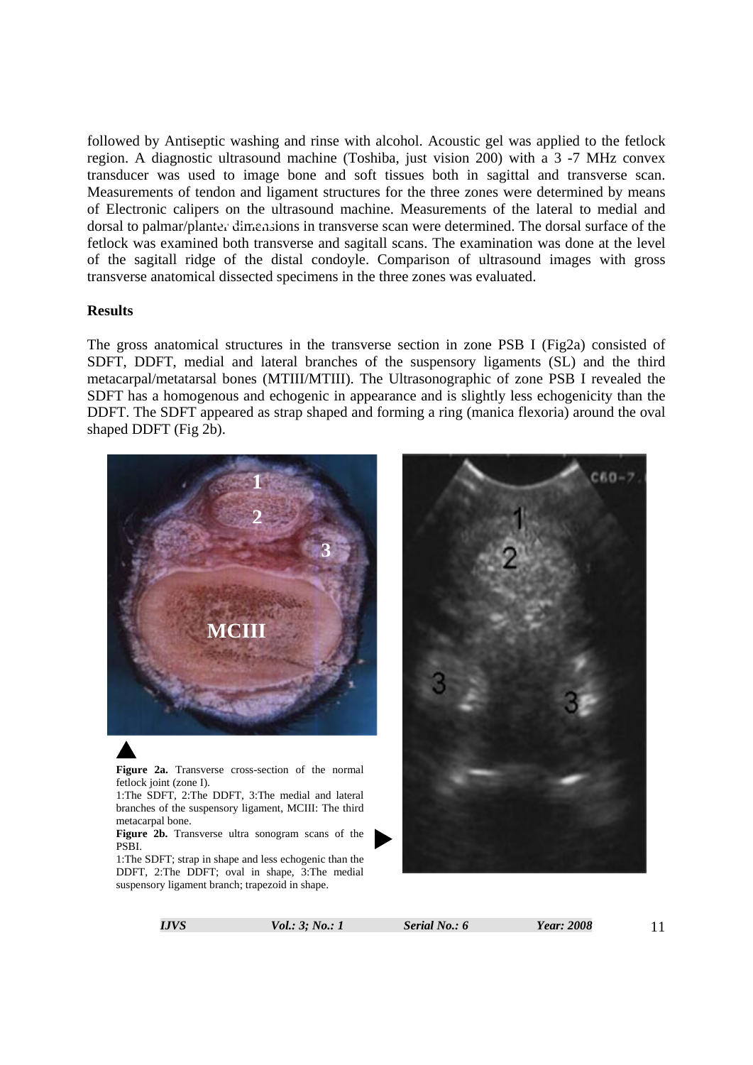followed by Antiseptic washing and rinse with alcohol. Acoustic gel was applied to the fetlock region. A diagnostic ultrasound machine (Toshiba, just vision 200) with a 3 -7 MHz convex transducer was used to image bone and soft tissues both in sagittal and transverse scan. Measurements of tendon and ligament structures for the three zones were determined by means of Electronic calipers on the ultrasound machine. Measurements of the lateral to medial and dorsal to palmar/planter dimensions in transverse scan were determined. The dorsal surface of the fetlock was examined both transverse and sagitall scans. The examination was done at the level of the sagitall ridge of the distal condoyle. Comparison of ultrasound images with gross transverse anatomical dissected specimens in the three zones was evaluated.

## Results

The gross anatomical structures in the transverse section in zone PSB I (Fig2a) consisted of SDFT, DDFT, medial and lateral branches of the suspensory ligaments (SL) and the third metacarpal/metatarsal bones (MTIII/MTIII). The Ultrasonographic of zone PSB I revealed the SDFT has a homogenous and echogenic in appearance and is slightly less echogenicity than the DDFT. The SDFT appeared as strap shaped and forming a ring (manica flexoria) around the oval shaped DDFT (Fig 2b).

**Figure 2a.** Transverse cross-section of the normal fetlock joint (zone I).
1:The SDFT, 2:The DDFT, 3:The medial and lateral branches of the suspensory ligament, MCIII: The third metacarpal bone.

**Figure 2b.** Transverse ultra sonogram scans of the PSBI.
1:The SDFT; strap in shape and less echogenic than the DDFT, 2:The DDFT; oval in shape, 3:The medial suspensory ligament branch; trapezoid in shape.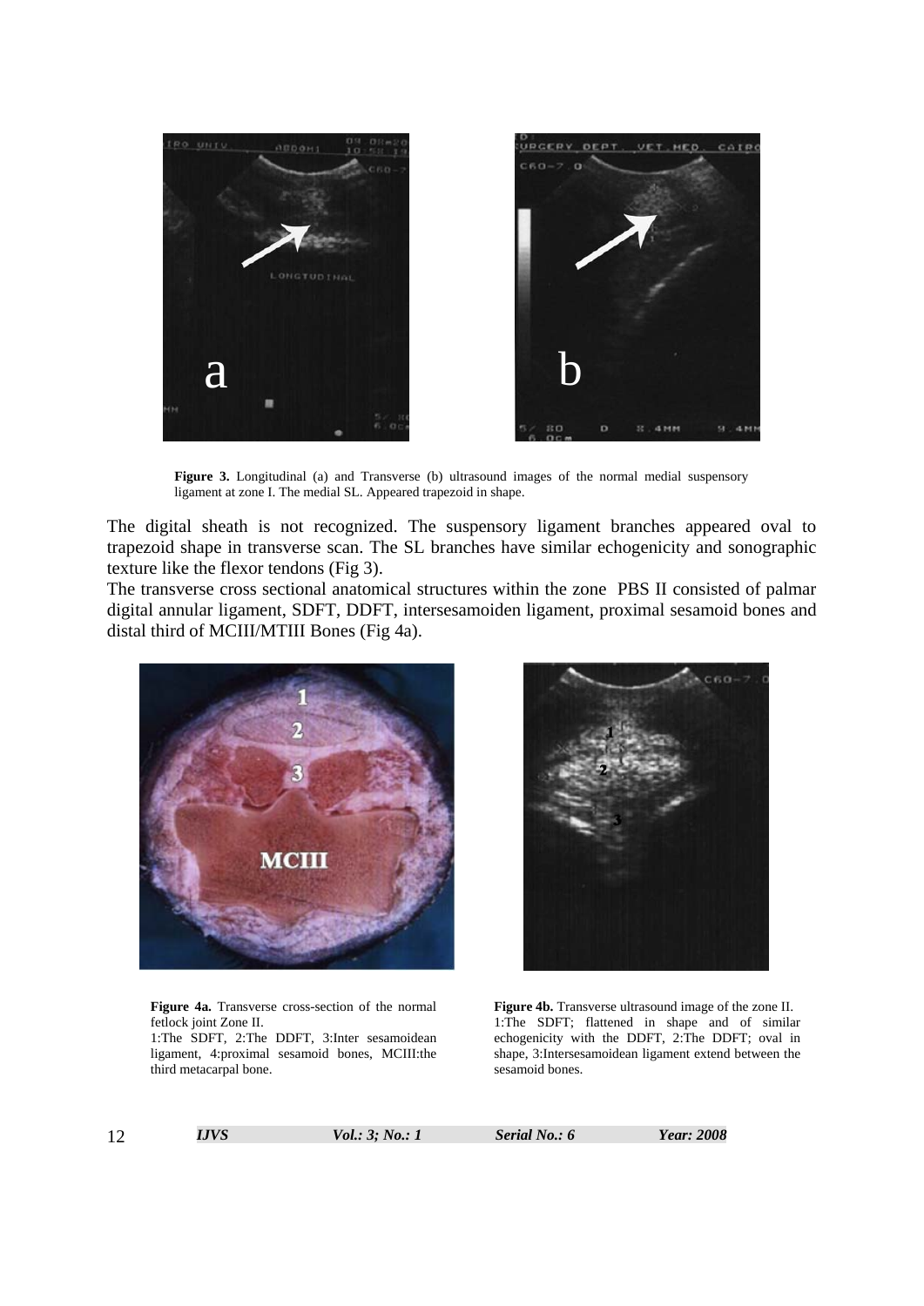**Figure 3.** Longitudinal (a) and Transverse (b) ultrasound images of the normal medial suspensory ligament at zone I. The medial SL. Appeared trapezoid in shape.

The digital sheath is not recognized. The suspensory ligament branches appeared oval to trapezoid shape in transverse scan. The SL branches have similar echogenicity and sonographic texture like the flexor tendons (Fig 3).

The transverse cross sectional anatomical structures within the zone PBS II consisted of palmar digital annular ligament, SDFT, DDFT, intersesamoiden ligament, proximal sesamoid bones and distal third of MCIII/MTIII Bones (Fig 4a).

**Figure 4a.** Transverse cross-section of the normal fetlock joint Zone II.
1:The SDFT, 2:The DDFT, 3:Inter sesamoidean ligament, 4:proximal sesamoid bones, MCIII:the third metacarpal bone.

**Figure 4b.** Transverse ultrasound image of the zone II.
1:The SDFT; flattened in shape and of similar echogenicity with the DDFT, 2:The DDFT; oval in shape, 3:Intersesamoidean ligament extend between the sesamoid bones.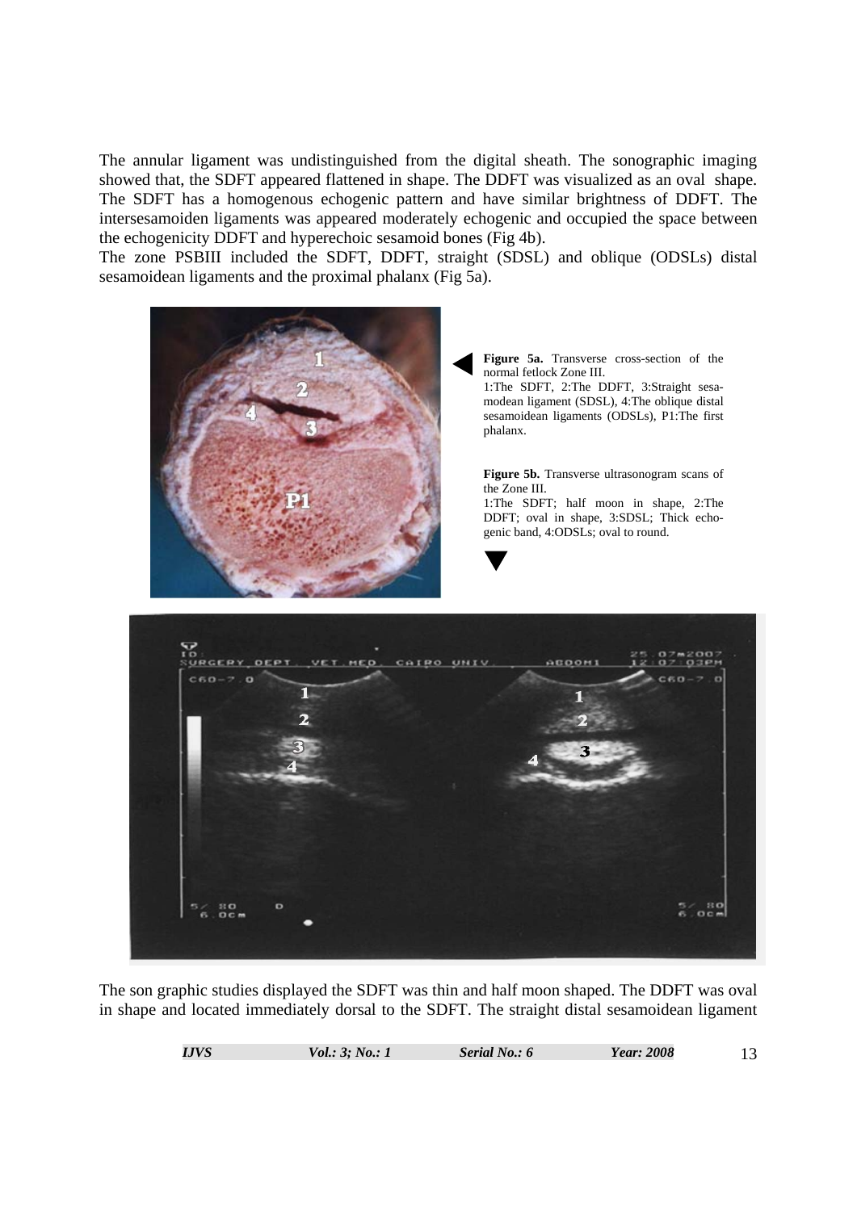The annular ligament was undistinguished from the digital sheath. The sonographic imaging showed that, the SDFT appeared flattened in shape. The DDFT was visualized as an oval shape. The SDFT has a homogenous echogenic pattern and have similar brightness of DDFT. The intersesamoiden ligaments was appeared moderately echogenic and occupied the space between the echogenicity DDFT and hyperechoic sesamoid bones (Fig 4b).

The zone PSBIII included the SDFT, DDFT, straight (SDSL) and oblique (ODSLs) distal sesamoidean ligaments and the proximal phalanx (Fig 5a).

**Figure 5a.** Transverse cross-section of the normal fetlock Zone III.
1:The SDFT, 2:The DDFT, 3:Straight sesamodean ligament (SDSL), 4:The oblique distal sesamoidean ligaments (ODSLs), P1:The first phalanx.

**Figure 5b.** Transverse ultrasonogram scans of the Zone III.
1:The SDFT; half moon in shape, 2:The DDFT; oval in shape, 3:SDSL; Thick echogenic band, 4:ODSLs; oval to round.

The son graphic studies displayed the SDFT was thin and half moon shaped. The DDFT was oval in shape and located immediately dorsal to the SDFT. The straight distal sesamoidean ligament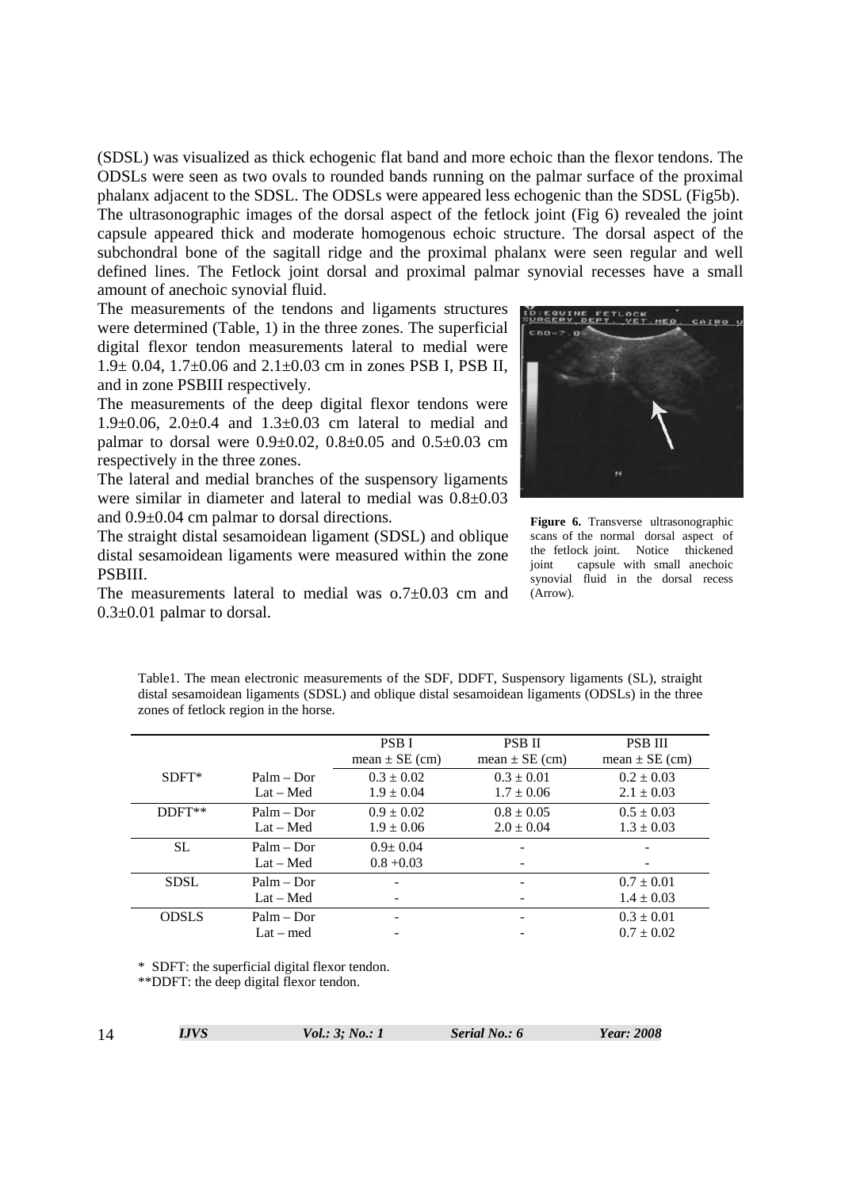(SDSL) was visualized as thick echogenic flat band and more echoic than the flexor tendons. The ODSLs were seen as two ovals to rounded bands running on the palmar surface of the proximal phalanx adjacent to the SDSL. The ODSLs were appeared less echogenic than the SDSL (Fig5b).

The ultrasonographic images of the dorsal aspect of the fetlock joint (Fig 6) revealed the joint capsule appeared thick and moderate homogenous echoic structure. The dorsal aspect of the subchondral bone of the sagitall ridge and the proximal phalanx were seen regular and well defined lines. The Fetlock joint dorsal and proximal palmar synovial recesses have a small amount of anechoic synovial fluid.

The measurements of the tendons and ligaments structures were determined (Table, 1) in the three zones. The superficial digital flexor tendon measurements lateral to medial were 1.9± 0.04, 1.7±0.06 and 2.1±0.03 cm in zones PSB I, PSB II, and in zone PSBIII respectively.

The measurements of the deep digital flexor tendons were 1.9±0.06, 2.0±0.4 and 1.3±0.03 cm lateral to medial and palmar to dorsal were 0.9±0.02, 0.8±0.05 and 0.5±0.03 cm respectively in the three zones.

The lateral and medial branches of the suspensory ligaments were similar in diameter and lateral to medial was 0.8±0.03 and 0.9±0.04 cm palmar to dorsal directions.

The straight distal sesamoidean ligament (SDSL) and oblique distal sesamoidean ligaments were measured within the zone PSBIII.

The measurements lateral to medial was o.7±0.03 cm and 0.3±0.01 palmar to dorsal.

**Figure 6.** Transverse ultrasonographic scans of the normal dorsal aspect of the fetlock joint. Notice thickened joint capsule with small anechoic synovial fluid in the dorsal recess (Arrow).

Table1. The mean electronic measurements of the SDF, DDFT, Suspensory ligaments (SL), straight distal sesamoidean ligaments (SDSL) and oblique distal sesamoidean ligaments (ODSLs) in the three zones of fetlock region in the horse.

| | | PSB I mean ± SE (cm) | PSB II mean ± SE (cm) | PSB III mean ± SE (cm) |
|---|---|---|---|---|
| SDFT* | Palm – Dor | 0.3 ± 0.02 | 0.3 ± 0.01 | 0.2 ± 0.03 |
| | Lat – Med | 1.9 ± 0.04 | 1.7 ± 0.06 | 2.1 ± 0.03 |
| DDFT** | Palm – Dor | 0.9 ± 0.02 | 0.8 ± 0.05 | 0.5 ± 0.03 |
| | Lat – Med | 1.9 ± 0.06 | 2.0 ± 0.04 | 1.3 ± 0.03 |
| SL | Palm – Dor | 0.9± 0.04 | - | - |
| | Lat – Med | 0.8 +0.03 | - | - |
| SDSL | Palm – Dor | - | - | 0.7 ± 0.01 |
| | Lat – Med | - | - | 1.4 ± 0.03 |
| ODSLS | Palm – Dor | - | - | 0.3 ± 0.01 |
| | Lat – med | - | - | 0.7 ± 0.02 |

* SDFT: the superficial digital flexor tendon.

**DDFT: the deep digital flexor tendon.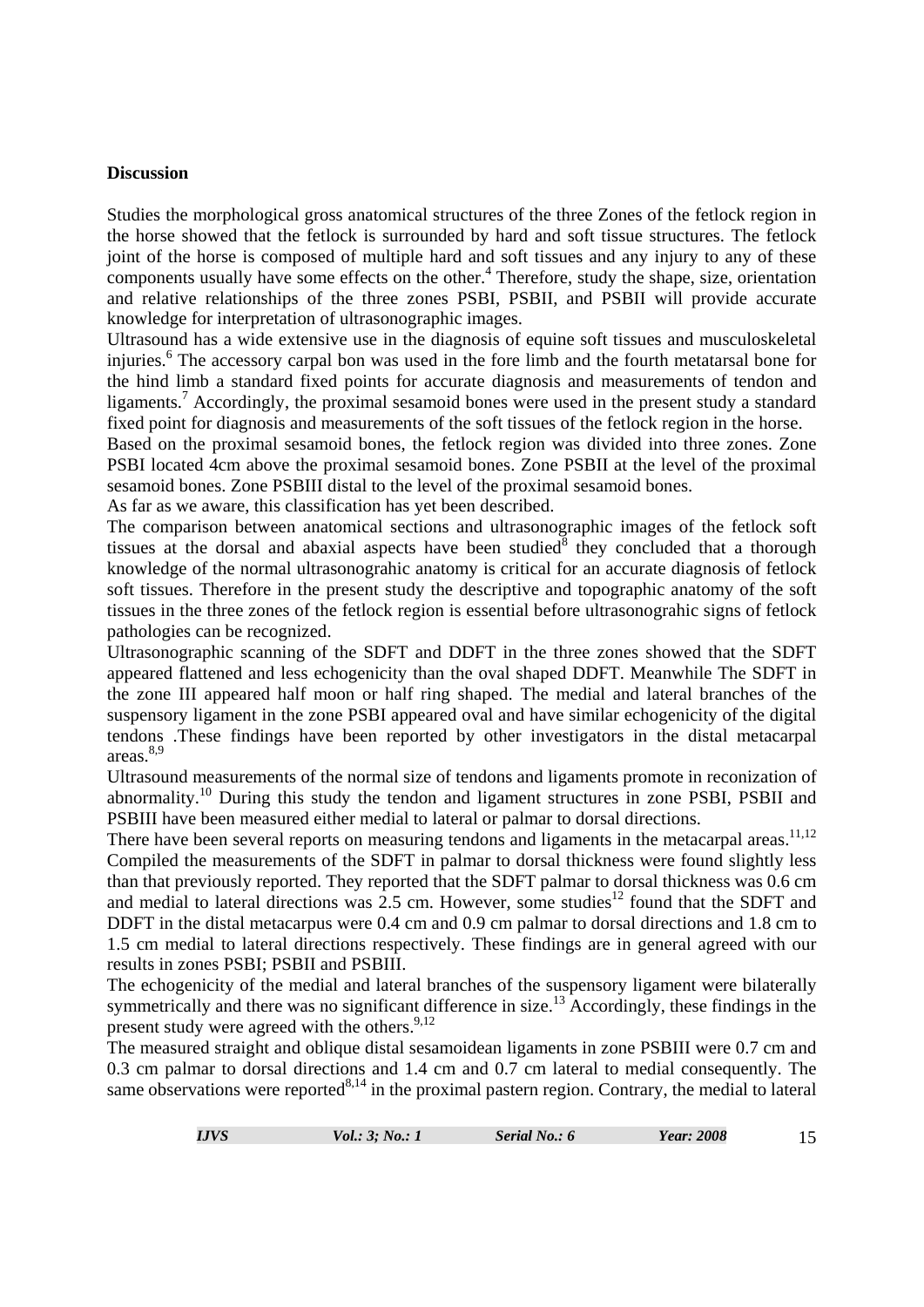**Discussion**

Studies the morphological gross anatomical structures of the three Zones of the fetlock region in the horse showed that the fetlock is surrounded by hard and soft tissue structures. The fetlock joint of the horse is composed of multiple hard and soft tissues and any injury to any of these components usually have some effects on the other.[4] Therefore, study the shape, size, orientation and relative relationships of the three zones PSBI, PSBII, and PSBII will provide accurate knowledge for interpretation of ultrasonographic images.

Ultrasound has a wide extensive use in the diagnosis of equine soft tissues and musculoskeletal injuries.[6] The accessory carpal bon was used in the fore limb and the fourth metatarsal bone for the hind limb a standard fixed points for accurate diagnosis and measurements of tendon and ligaments.[7] Accordingly, the proximal sesamoid bones were used in the present study a standard fixed point for diagnosis and measurements of the soft tissues of the fetlock region in the horse.

Based on the proximal sesamoid bones, the fetlock region was divided into three zones. Zone PSBI located 4cm above the proximal sesamoid bones. Zone PSBII at the level of the proximal sesamoid bones. Zone PSBIII distal to the level of the proximal sesamoid bones.

As far as we aware, this classification has yet been described.

The comparison between anatomical sections and ultrasonographic images of the fetlock soft tissues at the dorsal and abaxial aspects have been studied[8] they concluded that a thorough knowledge of the normal ultrasonograhic anatomy is critical for an accurate diagnosis of fetlock soft tissues. Therefore in the present study the descriptive and topographic anatomy of the soft tissues in the three zones of the fetlock region is essential before ultrasonograhic signs of fetlock pathologies can be recognized.

Ultrasonographic scanning of the SDFT and DDFT in the three zones showed that the SDFT appeared flattened and less echogenicity than the oval shaped DDFT. Meanwhile The SDFT in the zone III appeared half moon or half ring shaped. The medial and lateral branches of the suspensory ligament in the zone PSBI appeared oval and have similar echogenicity of the digital tendons .These findings have been reported by other investigators in the distal metacarpal areas.[8,9]

Ultrasound measurements of the normal size of tendons and ligaments promote in reconization of abnormality.[10] During this study the tendon and ligament structures in zone PSBI, PSBII and PSBIII have been measured either medial to lateral or palmar to dorsal directions.

There have been several reports on measuring tendons and ligaments in the metacarpal areas.[11,12] Compiled the measurements of the SDFT in palmar to dorsal thickness were found slightly less than that previously reported. They reported that the SDFT palmar to dorsal thickness was 0.6 cm and medial to lateral directions was 2.5 cm. However, some studies[12] found that the SDFT and DDFT in the distal metacarpus were 0.4 cm and 0.9 cm palmar to dorsal directions and 1.8 cm to 1.5 cm medial to lateral directions respectively. These findings are in general agreed with our results in zones PSBI; PSBII and PSBIII.

The echogenicity of the medial and lateral branches of the suspensory ligament were bilaterally symmetrically and there was no significant difference in size.[13] Accordingly, these findings in the present study were agreed with the others.[9,12]

The measured straight and oblique distal sesamoidean ligaments in zone PSBIII were 0.7 cm and 0.3 cm palmar to dorsal directions and 1.4 cm and 0.7 cm lateral to medial consequently. The same observations were reported[8,14] in the proximal pastern region. Contrary, the medial to lateral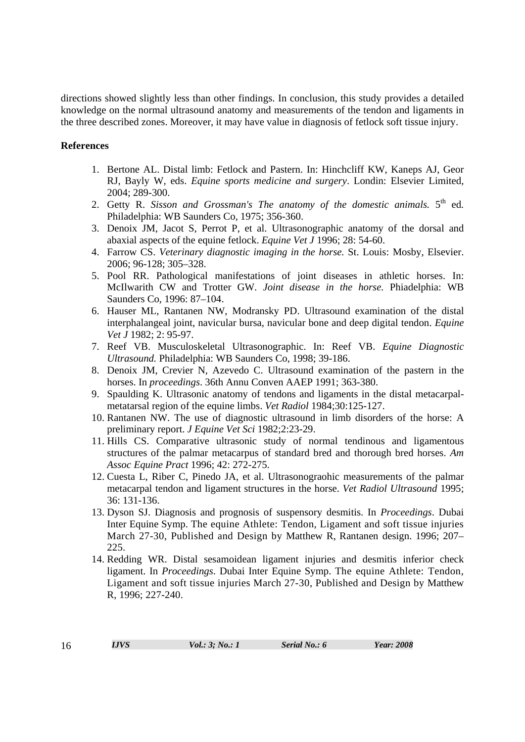directions showed slightly less than other findings. In conclusion, this study provides a detailed knowledge on the normal ultrasound anatomy and measurements of the tendon and ligaments in the three described zones. Moreover, it may have value in diagnosis of fetlock soft tissue injury.

**References**

1. Bertone AL. Distal limb: Fetlock and Pastern. In: Hinchcliff KW, Kaneps AJ, Geor RJ, Bayly W, eds. *Equine sports medicine and surgery*. Londin: Elsevier Limited, 2004; 289-300.
2. Getty R. *Sisson and Grossman's The anatomy of the domestic animals.* 5th ed. Philadelphia: WB Saunders Co, 1975; 356-360.
3. Denoix JM, Jacot S, Perrot P, et al. Ultrasonographic anatomy of the dorsal and abaxial aspects of the equine fetlock. *Equine Vet J* 1996; 28: 54-60.
4. Farrow CS. *Veterinary diagnostic imaging in the horse.* St. Louis: Mosby, Elsevier. 2006; 96-128; 305–328.
5. Pool RR. Pathological manifestations of joint diseases in athletic horses. In: McIlwarith CW and Trotter GW. *Joint disease in the horse.* Phiadelphia: WB Saunders Co, 1996: 87–104.
6. Hauser ML, Rantanen NW, Modransky PD. Ultrasound examination of the distal interphalangeal joint, navicular bursa, navicular bone and deep digital tendon. *Equine Vet J* 1982; 2: 95-97.
7. Reef VB. Musculoskeletal Ultrasonographic. In: Reef VB. *Equine Diagnostic Ultrasound.* Philadelphia: WB Saunders Co, 1998; 39-186.
8. Denoix JM, Crevier N, Azevedo C. Ultrasound examination of the pastern in the horses. In *proceedings*. 36th Annu Conven AAEP 1991; 363-380.
9. Spaulding K. Ultrasonic anatomy of tendons and ligaments in the distal metacarpal-metatarsal region of the equine limbs. *Vet Radiol* 1984;30:125-127.
10. Rantanen NW. The use of diagnostic ultrasound in limb disorders of the horse: A preliminary report. *J Equine Vet Sci* 1982;2:23-29.
11. Hills CS. Comparative ultrasonic study of normal tendinous and ligamentous structures of the palmar metacarpus of standard bred and thorough bred horses. *Am Assoc Equine Pract* 1996; 42: 272-275.
12. Cuesta L, Riber C, Pinedo JA, et al. Ultrasonograohic measurements of the palmar metacarpal tendon and ligament structures in the horse. *Vet Radiol Ultrasound* 1995; 36: 131-136.
13. Dyson SJ. Diagnosis and prognosis of suspensory desmitis. In *Proceedings*. Dubai Inter Equine Symp. The equine Athlete: Tendon, Ligament and soft tissue injuries March 27-30, Published and Design by Matthew R, Rantanen design. 1996; 207–225.
14. Redding WR. Distal sesamoidean ligament injuries and desmitis inferior check ligament. In *Proceedings*. Dubai Inter Equine Symp. The equine Athlete: Tendon, Ligament and soft tissue injuries March 27-30, Published and Design by Matthew R, 1996; 227-240.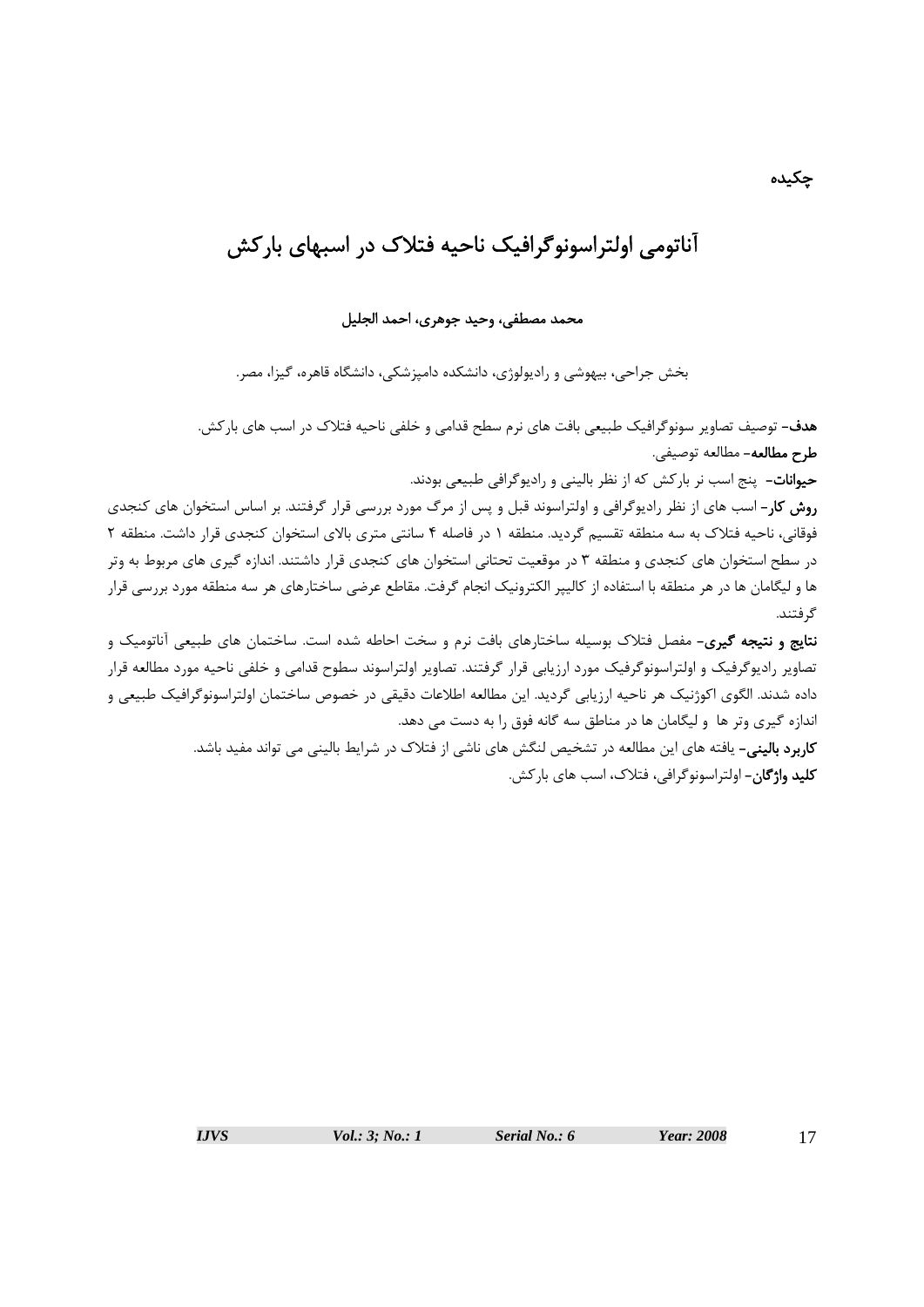## چکیده

# آناتومی اولتراسونوگرافیک ناحیه فتلاک در اسبهای بارکش

**محمد مصطفی، وحید جوهری، احمد الجلیل**

بخش جراحی، بیهوشی و رادیولوژی، دانشکده دامپزشکی، دانشگاه قاهره، گیزا، مصر.

**هدف-** توصیف تصاویر سونوگرافیک طبیعی بافت های نرم سطح قدامی و خلفی ناحیه فتلاک در اسب های بارکش.

**طرح مطالعه-** مطالعه توصیفی.

**حیوانات-** پنج اسب نر بارکش که از نظر بالینی و رادیوگرافی طبیعی بودند.

**روش کار-** اسب های از نظر رادیوگرافی و اولتراسوند قبل و پس از مرگ مورد بررسی قرار گرفتند. بر اساس استخوان های کنجدی فوقانی، ناحیه فتلاک به سه منطقه تقسیم گردید. منطقه ۱ در فاصله ۴ سانتی متری بالای استخوان کنجدی قرار داشت. منطقه ۲ در سطح استخوان های کنجدی و منطقه ۳ در موقعیت تحتانی استخوان های کنجدی قرار داشتند. اندازه گیری های مربوط به وتر ها و لیگامان ها در هر منطقه با استفاده از کالیپر الکترونیک انجام گرفت. مقاطع عرضی ساختارهای هر سه منطقه مورد بررسی قرار گرفتند.

**نتایج و نتیجه گیری-** مفصل فتلاک بوسیله ساختارهای بافت نرم و سخت احاطه شده است. ساختمان های طبیعی آناتومیک و تصاویر رادیوگرفیک و اولتراسونوگرفیک مورد ارزیابی قرار گرفتند. تصاویر اولتراسوند سطوح قدامی و خلفی ناحیه مورد مطالعه قرار داده شدند. الگوی اکوژنیک هر ناحیه ارزیابی گردید. این مطالعه اطلاعات دقیقی در خصوص ساختمان اولتراسونوگرافیک طبیعی و اندازه گیری وتر ها و لیگامان ها در مناطق سه گانه فوق را به دست می دهد.

**کاربرد بالینی-** یافته های این مطالعه در تشخیص لنگش های ناشی از فتلاک در شرایط بالینی می تواند مفید باشد.

**کلید واژگان-** اولتراسونوگرافی، فتلاک، اسب های بارکش.